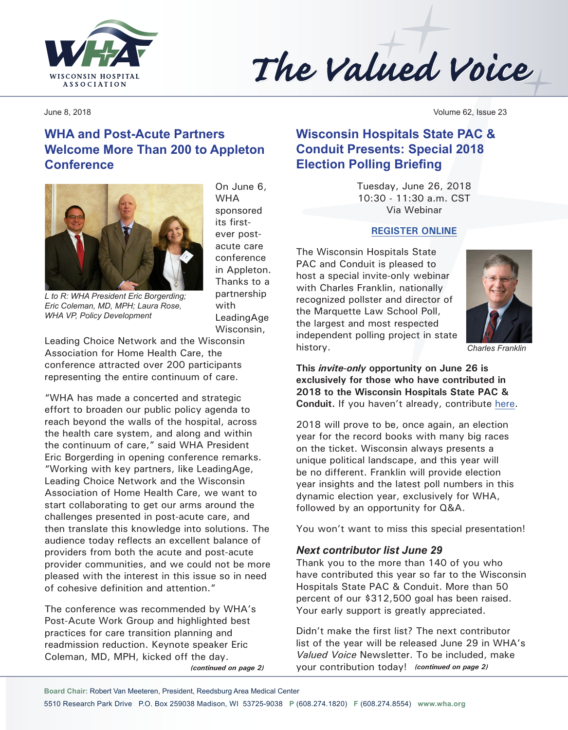# The Valued Voice

June 8, 2018

Volume 62, Issue 23

## WHA and Post-Acute Partners Welcome More Than 200 to Appleton Conference

*L to R: WHA President Eric Borgerding; Eric Coleman, MD, MPH; Laura Rose, WHA VP, Policy Development*

On June 6, WHA sponsored its first-ever post-acute care conference in Appleton. Thanks to a partnership with LeadingAge Wisconsin, Leading Choice Network and the Wisconsin Association for Home Health Care, the conference attracted over 200 participants representing the entire continuum of care.

"WHA has made a concerted and strategic effort to broaden our public policy agenda to reach beyond the walls of the hospital, across the health care system, and along and within the continuum of care," said WHA President Eric Borgerding in opening conference remarks. "Working with key partners, like LeadingAge, Leading Choice Network and the Wisconsin Association of Home Health Care, we want to start collaborating to get our arms around the challenges presented in post-acute care, and then translate this knowledge into solutions. The audience today reflects an excellent balance of providers from both the acute and post-acute provider communities, and we could not be more pleased with the interest in this issue so in need of cohesive definition and attention."

The conference was recommended by WHA's Post-Acute Work Group and highlighted best practices for care transition planning and readmission reduction. Keynote speaker Eric Coleman, MD, MPH, kicked off the day.

***(continued on page 2)***

## Wisconsin Hospitals State PAC & Conduit Presents: Special 2018 Election Polling Briefing

Tuesday, June 26, 2018
10:30 - 11:30 a.m. CST
Via Webinar

**REGISTER ONLINE**

The Wisconsin Hospitals State PAC and Conduit is pleased to host a special invite-only webinar with Charles Franklin, nationally recognized pollster and director of the Marquette Law School Poll, the largest and most respected independent polling project in state history.

*Charles Franklin*

**This *invite-only* opportunity on June 26 is exclusively for those who have contributed in 2018 to the Wisconsin Hospitals State PAC & Conduit.** If you haven't already, contribute here.

2018 will prove to be, once again, an election year for the record books with many big races on the ticket. Wisconsin always presents a unique political landscape, and this year will be no different. Franklin will provide election year insights and the latest poll numbers in this dynamic election year, exclusively for WHA, followed by an opportunity for Q&A.

You won't want to miss this special presentation!

### *Next contributor list June 29*

Thank you to the more than 140 of you who have contributed this year so far to the Wisconsin Hospitals State PAC & Conduit. More than 50 percent of our $312,500 goal has been raised. Your early support is greatly appreciated.

Didn't make the first list? The next contributor list of the year will be released June 29 in WHA's *Valued Voice* Newsletter. To be included, make your contribution today! ***(continued on page 2)***

**Board Chair:** Robert Van Meeteren, President, Reedsburg Area Medical Center
5510 Research Park Drive P.O. Box 259038 Madison, WI 53725-9038 **P** (608.274.1820) **F** (608.274.8554) **www.wha.org**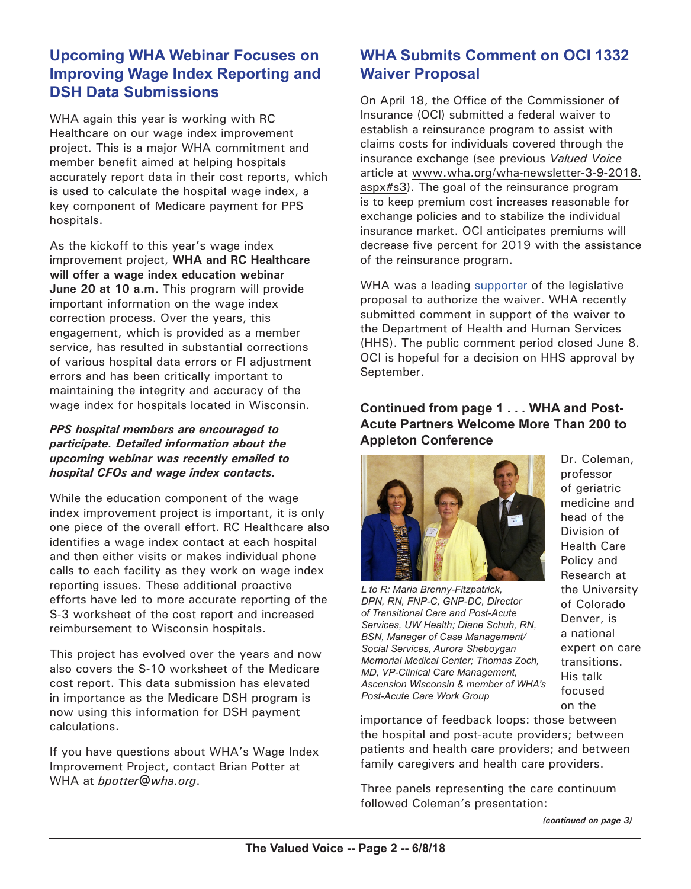## Upcoming WHA Webinar Focuses on Improving Wage Index Reporting and DSH Data Submissions

WHA again this year is working with RC Healthcare on our wage index improvement project. This is a major WHA commitment and member benefit aimed at helping hospitals accurately report data in their cost reports, which is used to calculate the hospital wage index, a key component of Medicare payment for PPS hospitals.

As the kickoff to this year's wage index improvement project, **WHA and RC Healthcare will offer a wage index education webinar June 20 at 10 a.m.** This program will provide important information on the wage index correction process. Over the years, this engagement, which is provided as a member service, has resulted in substantial corrections of various hospital data errors or FI adjustment errors and has been critically important to maintaining the integrity and accuracy of the wage index for hospitals located in Wisconsin.

***PPS hospital members are encouraged to participate. Detailed information about the upcoming webinar was recently emailed to hospital CFOs and wage index contacts.***

While the education component of the wage index improvement project is important, it is only one piece of the overall effort. RC Healthcare also identifies a wage index contact at each hospital and then either visits or makes individual phone calls to each facility as they work on wage index reporting issues. These additional proactive efforts have led to more accurate reporting of the S-3 worksheet of the cost report and increased reimbursement to Wisconsin hospitals.

This project has evolved over the years and now also covers the S-10 worksheet of the Medicare cost report. This data submission has elevated in importance as the Medicare DSH program is now using this information for DSH payment calculations.

If you have questions about WHA's Wage Index Improvement Project, contact Brian Potter at WHA at *bpotter@wha.org*.

## WHA Submits Comment on OCI 1332 Waiver Proposal

On April 18, the Office of the Commissioner of Insurance (OCI) submitted a federal waiver to establish a reinsurance program to assist with claims costs for individuals covered through the insurance exchange (see previous *Valued Voice* article at www.wha.org/wha-newsletter-3-9-2018.aspx#s3). The goal of the reinsurance program is to keep premium cost increases reasonable for exchange policies and to stabilize the individual insurance market. OCI anticipates premiums will decrease five percent for 2019 with the assistance of the reinsurance program.

WHA was a leading supporter of the legislative proposal to authorize the waiver. WHA recently submitted comment in support of the waiver to the Department of Health and Human Services (HHS). The public comment period closed June 8. OCI is hopeful for a decision on HHS approval by September.

### Continued from page 1 . . . WHA and Post-Acute Partners Welcome More Than 200 to Appleton Conference

*L to R: Maria Brenny-Fitzpatrick, DPN, RN, FNP-C, GNP-DC, Director of Transitional Care and Post-Acute Services, UW Health; Diane Schuh, RN, BSN, Manager of Case Management/ Social Services, Aurora Sheboygan Memorial Medical Center; Thomas Zoch, MD, VP-Clinical Care Management, Ascension Wisconsin & member of WHA's Post-Acute Care Work Group*

Dr. Coleman, professor of geriatric medicine and head of the Division of Health Care Policy and Research at the University of Colorado Denver, is a national expert on care transitions. His talk focused on the importance of feedback loops: those between the hospital and post-acute providers; between patients and health care providers; and between family caregivers and health care providers.

Three panels representing the care continuum followed Coleman's presentation:

*(continued on page 3)*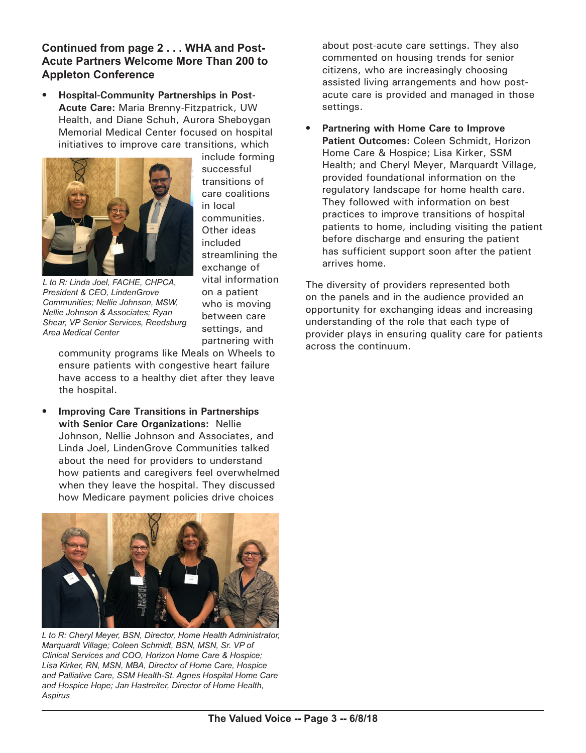**Continued from page 2 . . . WHA and Post-Acute Partners Welcome More Than 200 to Appleton Conference**

- **Hospital-Community Partnerships in Post-Acute Care:** Maria Brenny-Fitzpatrick, UW Health, and Diane Schuh, Aurora Sheboygan Memorial Medical Center focused on hospital initiatives to improve care transitions, which include forming successful transitions of care coalitions in local communities. Other ideas included streamlining the exchange of vital information on a patient who is moving between care settings, and partnering with community programs like Meals on Wheels to ensure patients with congestive heart failure have access to a healthy diet after they leave the hospital.

*L to R: Linda Joel, FACHE, CHPCA, President & CEO, LindenGrove Communities; Nellie Johnson, MSW, Nellie Johnson & Associates; Ryan Shear, VP Senior Services, Reedsburg Area Medical Center*

- **Improving Care Transitions in Partnerships with Senior Care Organizations:** Nellie Johnson, Nellie Johnson and Associates, and Linda Joel, LindenGrove Communities talked about the need for providers to understand how patients and caregivers feel overwhelmed when they leave the hospital. They discussed how Medicare payment policies drive choices about post-acute care settings. They also commented on housing trends for senior citizens, who are increasingly choosing assisted living arrangements and how post-acute care is provided and managed in those settings.

*L to R: Cheryl Meyer, BSN, Director, Home Health Administrator, Marquardt Village; Coleen Schmidt, BSN, MSN, Sr. VP of Clinical Services and COO, Horizon Home Care & Hospice; Lisa Kirker, RN, MSN, MBA, Director of Home Care, Hospice and Palliative Care, SSM Health-St. Agnes Hospital Home Care and Hospice Hope; Jan Hastreiter, Director of Home Health, Aspirus*

- **Partnering with Home Care to Improve Patient Outcomes:** Coleen Schmidt, Horizon Home Care & Hospice; Lisa Kirker, SSM Health; and Cheryl Meyer, Marquardt Village, provided foundational information on the regulatory landscape for home health care. They followed with information on best practices to improve transitions of hospital patients to home, including visiting the patient before discharge and ensuring the patient has sufficient support soon after the patient arrives home.

The diversity of providers represented both on the panels and in the audience provided an opportunity for exchanging ideas and increasing understanding of the role that each type of provider plays in ensuring quality care for patients across the continuum.